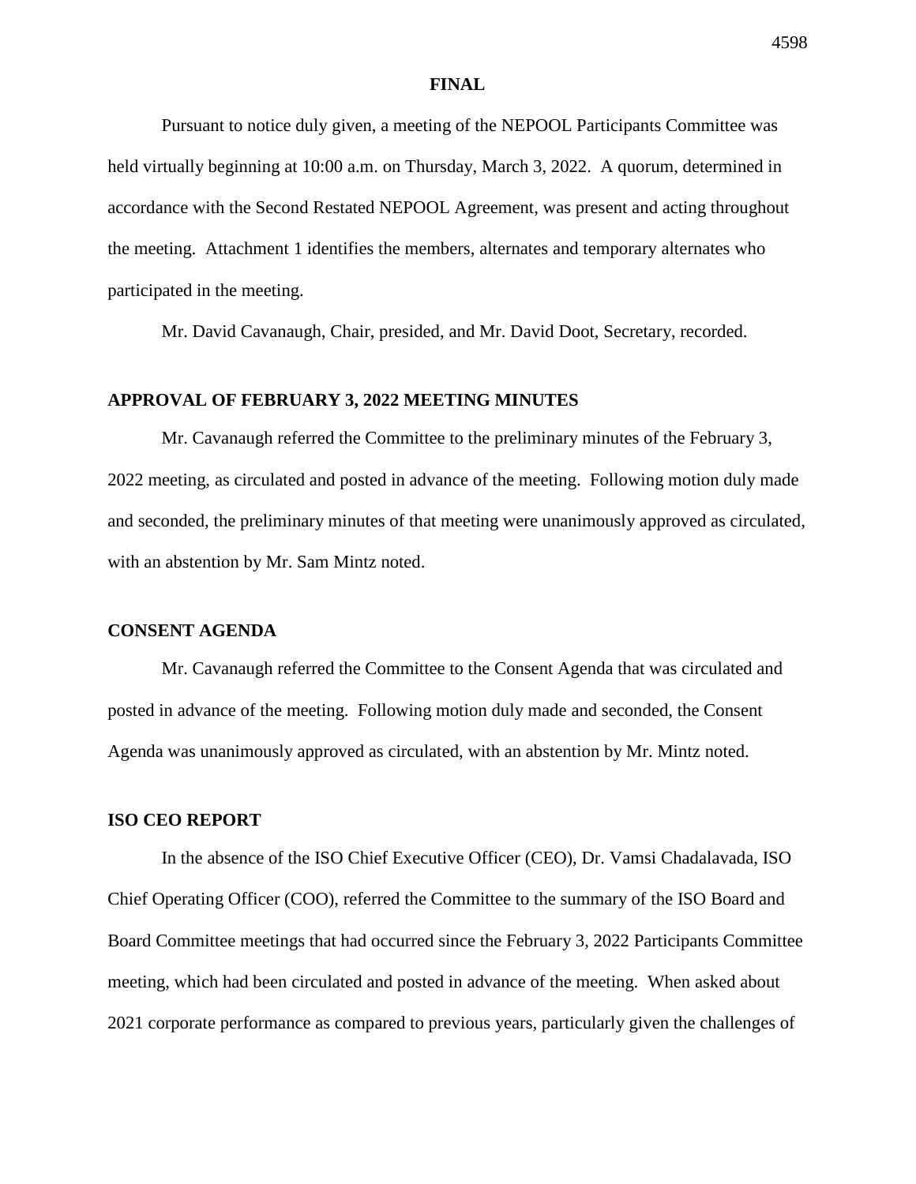**FINAL**

Pursuant to notice duly given, a meeting of the NEPOOL Participants Committee was held virtually beginning at 10:00 a.m. on Thursday, March 3, 2022. A quorum, determined in accordance with the Second Restated NEPOOL Agreement, was present and acting throughout the meeting. Attachment 1 identifies the members, alternates and temporary alternates who participated in the meeting.

Mr. David Cavanaugh, Chair, presided, and Mr. David Doot, Secretary, recorded.

## APPROVAL OF FEBRUARY 3, 2022 MEETING MINUTES

Mr. Cavanaugh referred the Committee to the preliminary minutes of the February 3, 2022 meeting, as circulated and posted in advance of the meeting. Following motion duly made and seconded, the preliminary minutes of that meeting were unanimously approved as circulated, with an abstention by Mr. Sam Mintz noted.

## CONSENT AGENDA

Mr. Cavanaugh referred the Committee to the Consent Agenda that was circulated and posted in advance of the meeting. Following motion duly made and seconded, the Consent Agenda was unanimously approved as circulated, with an abstention by Mr. Mintz noted.

## ISO CEO REPORT

In the absence of the ISO Chief Executive Officer (CEO), Dr. Vamsi Chadalavada, ISO Chief Operating Officer (COO), referred the Committee to the summary of the ISO Board and Board Committee meetings that had occurred since the February 3, 2022 Participants Committee meeting, which had been circulated and posted in advance of the meeting. When asked about 2021 corporate performance as compared to previous years, particularly given the challenges of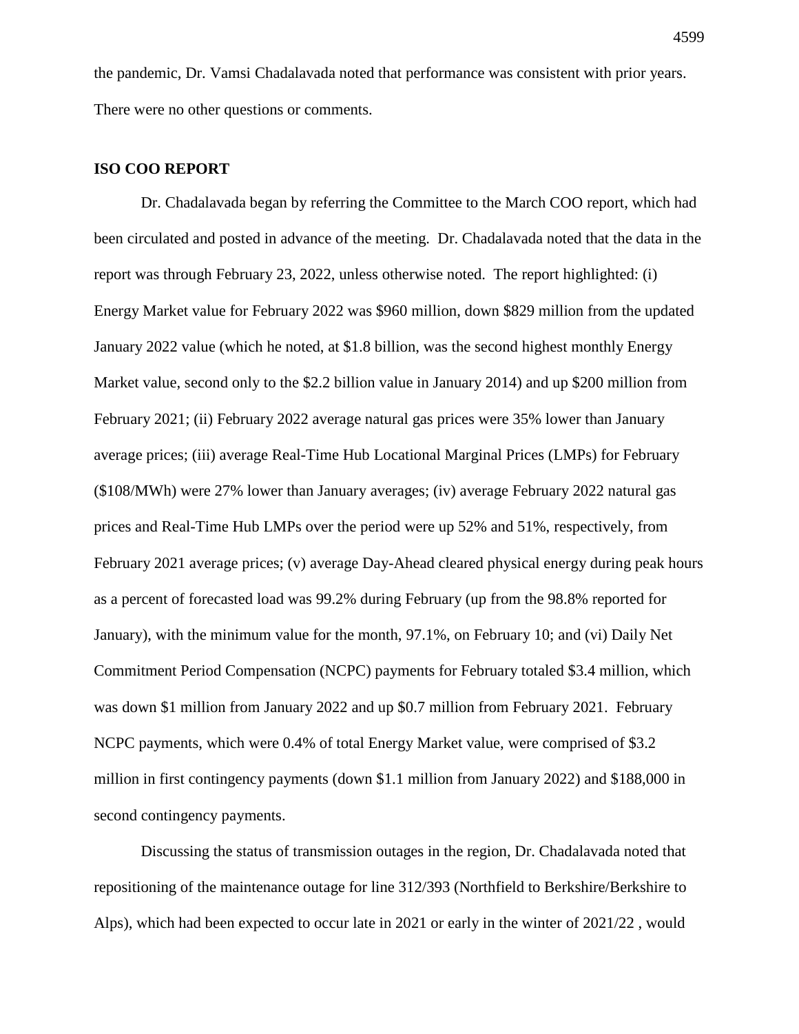the pandemic, Dr. Vamsi Chadalavada noted that performance was consistent with prior years. There were no other questions or comments.

**ISO COO REPORT**

Dr. Chadalavada began by referring the Committee to the March COO report, which had been circulated and posted in advance of the meeting. Dr. Chadalavada noted that the data in the report was through February 23, 2022, unless otherwise noted. The report highlighted: (i) Energy Market value for February 2022 was $960 million, down $829 million from the updated January 2022 value (which he noted, at $1.8 billion, was the second highest monthly Energy Market value, second only to the $2.2 billion value in January 2014) and up $200 million from February 2021; (ii) February 2022 average natural gas prices were 35% lower than January average prices; (iii) average Real-Time Hub Locational Marginal Prices (LMPs) for February ($108/MWh) were 27% lower than January averages; (iv) average February 2022 natural gas prices and Real-Time Hub LMPs over the period were up 52% and 51%, respectively, from February 2021 average prices; (v) average Day-Ahead cleared physical energy during peak hours as a percent of forecasted load was 99.2% during February (up from the 98.8% reported for January), with the minimum value for the month, 97.1%, on February 10; and (vi) Daily Net Commitment Period Compensation (NCPC) payments for February totaled $3.4 million, which was down $1 million from January 2022 and up $0.7 million from February 2021. February NCPC payments, which were 0.4% of total Energy Market value, were comprised of $3.2 million in first contingency payments (down $1.1 million from January 2022) and $188,000 in second contingency payments.

Discussing the status of transmission outages in the region, Dr. Chadalavada noted that repositioning of the maintenance outage for line 312/393 (Northfield to Berkshire/Berkshire to Alps), which had been expected to occur late in 2021 or early in the winter of 2021/22 , would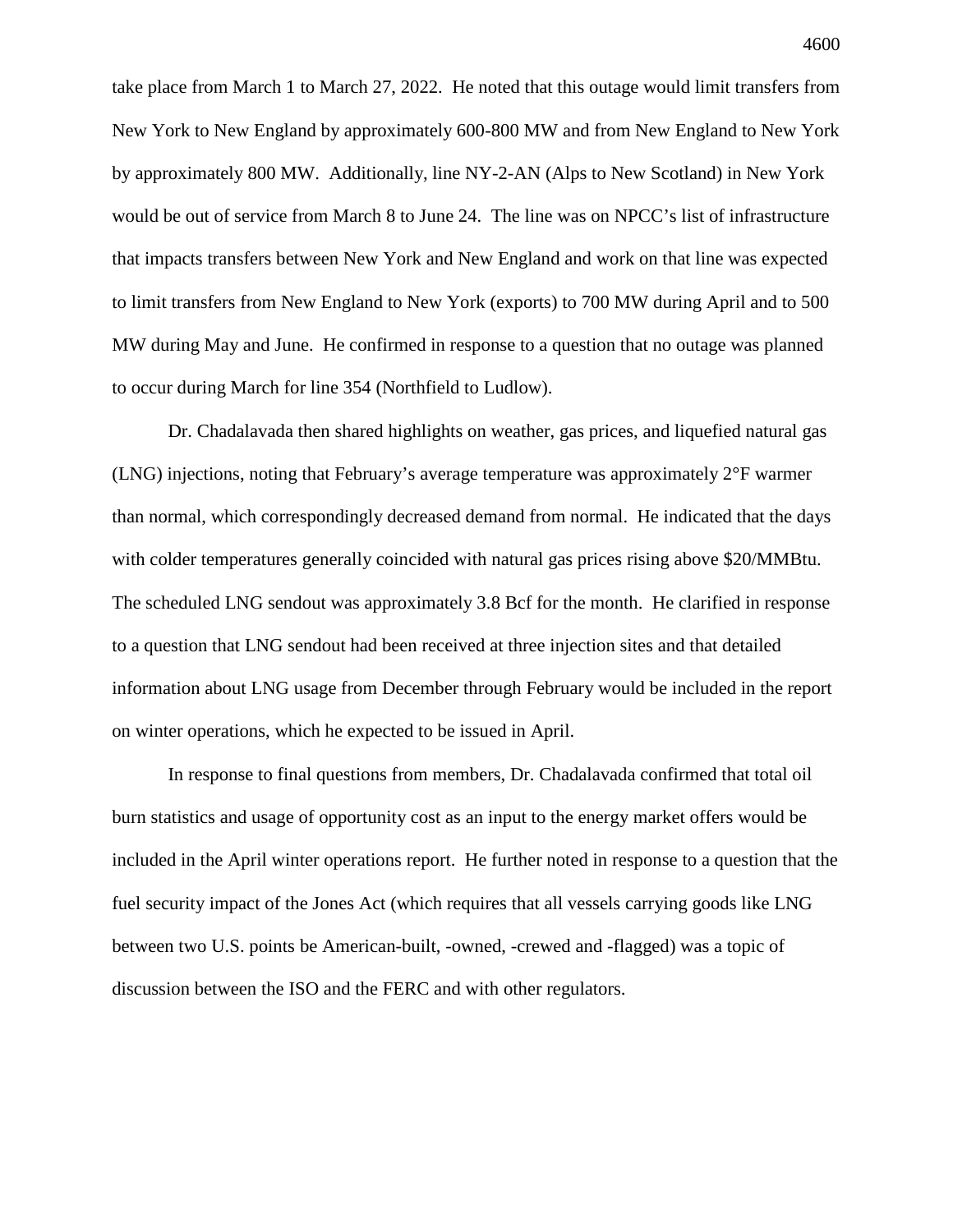take place from March 1 to March 27, 2022. He noted that this outage would limit transfers from New York to New England by approximately 600-800 MW and from New England to New York by approximately 800 MW. Additionally, line NY-2-AN (Alps to New Scotland) in New York would be out of service from March 8 to June 24. The line was on NPCC's list of infrastructure that impacts transfers between New York and New England and work on that line was expected to limit transfers from New England to New York (exports) to 700 MW during April and to 500 MW during May and June. He confirmed in response to a question that no outage was planned to occur during March for line 354 (Northfield to Ludlow).

Dr. Chadalavada then shared highlights on weather, gas prices, and liquefied natural gas (LNG) injections, noting that February's average temperature was approximately 2°F warmer than normal, which correspondingly decreased demand from normal. He indicated that the days with colder temperatures generally coincided with natural gas prices rising above $20/MMBtu. The scheduled LNG sendout was approximately 3.8 Bcf for the month. He clarified in response to a question that LNG sendout had been received at three injection sites and that detailed information about LNG usage from December through February would be included in the report on winter operations, which he expected to be issued in April.

In response to final questions from members, Dr. Chadalavada confirmed that total oil burn statistics and usage of opportunity cost as an input to the energy market offers would be included in the April winter operations report. He further noted in response to a question that the fuel security impact of the Jones Act (which requires that all vessels carrying goods like LNG between two U.S. points be American-built, -owned, -crewed and -flagged) was a topic of discussion between the ISO and the FERC and with other regulators.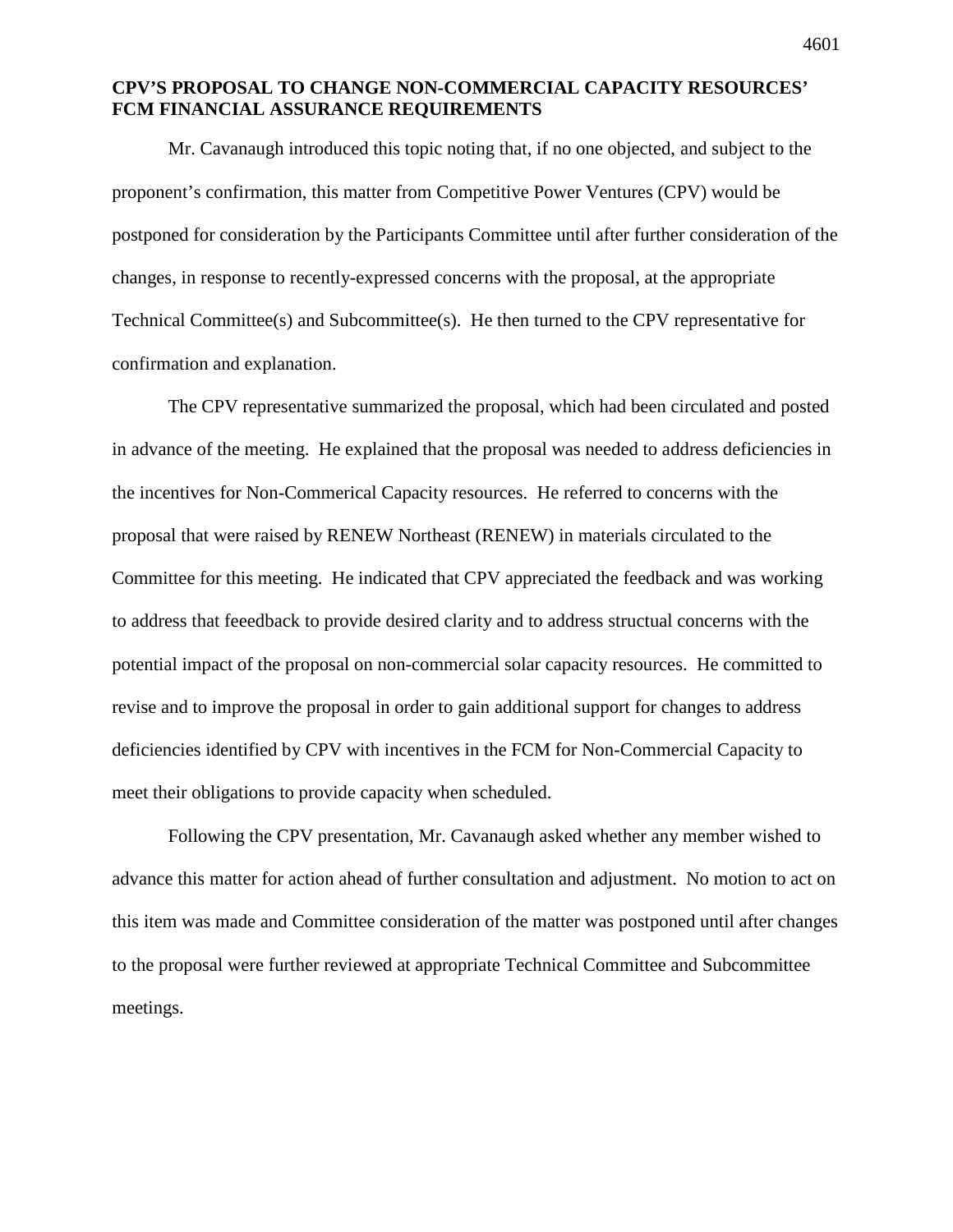## CPV'S PROPOSAL TO CHANGE NON-COMMERCIAL CAPACITY RESOURCES' FCM FINANCIAL ASSURANCE REQUIREMENTS

Mr. Cavanaugh introduced this topic noting that, if no one objected, and subject to the proponent's confirmation, this matter from Competitive Power Ventures (CPV) would be postponed for consideration by the Participants Committee until after further consideration of the changes, in response to recently-expressed concerns with the proposal, at the appropriate Technical Committee(s) and Subcommittee(s). He then turned to the CPV representative for confirmation and explanation.

The CPV representative summarized the proposal, which had been circulated and posted in advance of the meeting. He explained that the proposal was needed to address deficiencies in the incentives for Non-Commerical Capacity resources. He referred to concerns with the proposal that were raised by RENEW Northeast (RENEW) in materials circulated to the Committee for this meeting. He indicated that CPV appreciated the feedback and was working to address that feeedback to provide desired clarity and to address structual concerns with the potential impact of the proposal on non-commercial solar capacity resources. He committed to revise and to improve the proposal in order to gain additional support for changes to address deficiencies identified by CPV with incentives in the FCM for Non-Commercial Capacity to meet their obligations to provide capacity when scheduled.

Following the CPV presentation, Mr. Cavanaugh asked whether any member wished to advance this matter for action ahead of further consultation and adjustment. No motion to act on this item was made and Committee consideration of the matter was postponed until after changes to the proposal were further reviewed at appropriate Technical Committee and Subcommittee meetings.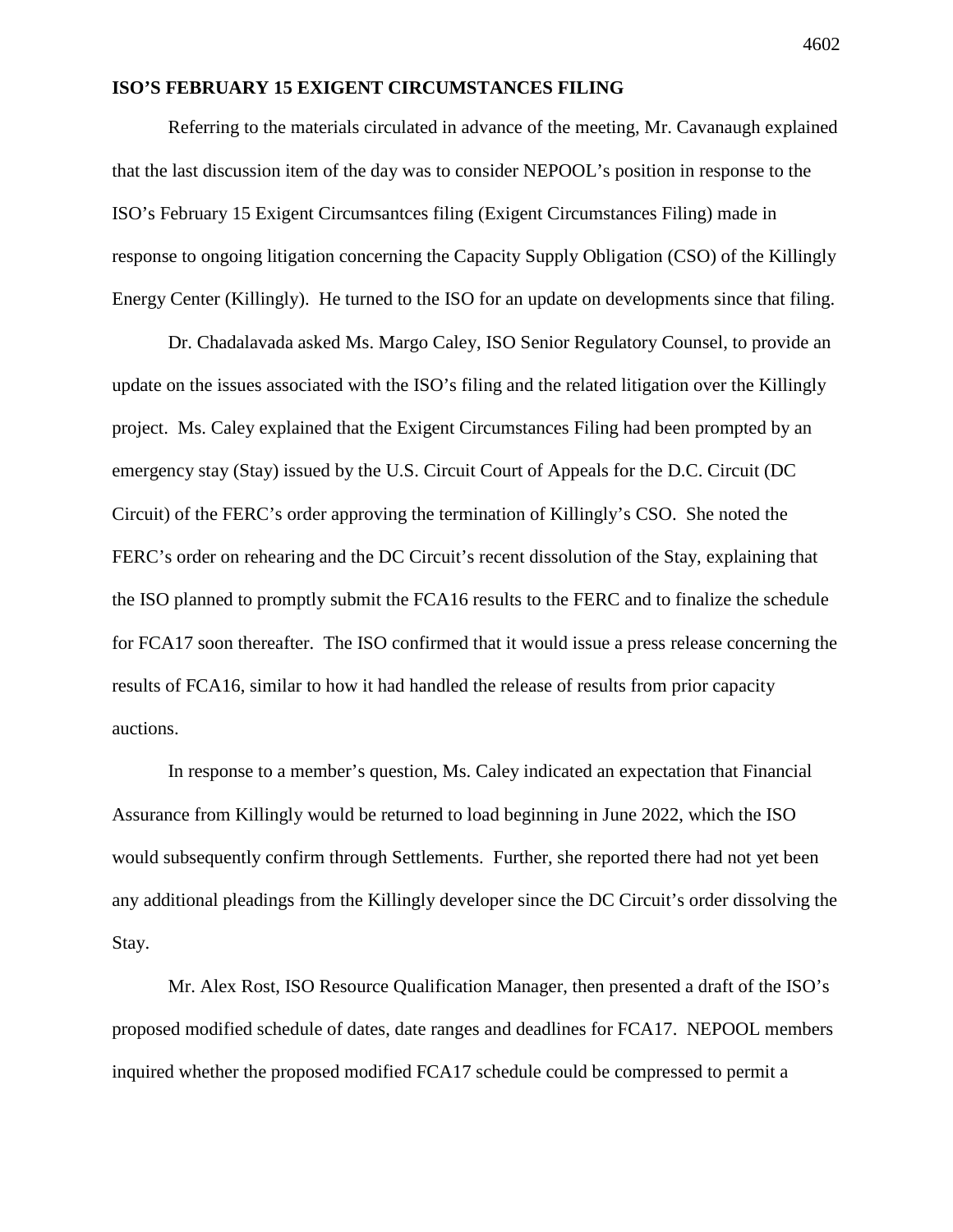## ISO'S FEBRUARY 15 EXIGENT CIRCUMSTANCES FILING

Referring to the materials circulated in advance of the meeting, Mr. Cavanaugh explained that the last discussion item of the day was to consider NEPOOL's position in response to the ISO's February 15 Exigent Circumsantces filing (Exigent Circumstances Filing) made in response to ongoing litigation concerning the Capacity Supply Obligation (CSO) of the Killingly Energy Center (Killingly). He turned to the ISO for an update on developments since that filing.

Dr. Chadalavada asked Ms. Margo Caley, ISO Senior Regulatory Counsel, to provide an update on the issues associated with the ISO's filing and the related litigation over the Killingly project. Ms. Caley explained that the Exigent Circumstances Filing had been prompted by an emergency stay (Stay) issued by the U.S. Circuit Court of Appeals for the D.C. Circuit (DC Circuit) of the FERC's order approving the termination of Killingly's CSO. She noted the FERC's order on rehearing and the DC Circuit's recent dissolution of the Stay, explaining that the ISO planned to promptly submit the FCA16 results to the FERC and to finalize the schedule for FCA17 soon thereafter. The ISO confirmed that it would issue a press release concerning the results of FCA16, similar to how it had handled the release of results from prior capacity auctions.

In response to a member's question, Ms. Caley indicated an expectation that Financial Assurance from Killingly would be returned to load beginning in June 2022, which the ISO would subsequently confirm through Settlements. Further, she reported there had not yet been any additional pleadings from the Killingly developer since the DC Circuit's order dissolving the Stay.

Mr. Alex Rost, ISO Resource Qualification Manager, then presented a draft of the ISO's proposed modified schedule of dates, date ranges and deadlines for FCA17. NEPOOL members inquired whether the proposed modified FCA17 schedule could be compressed to permit a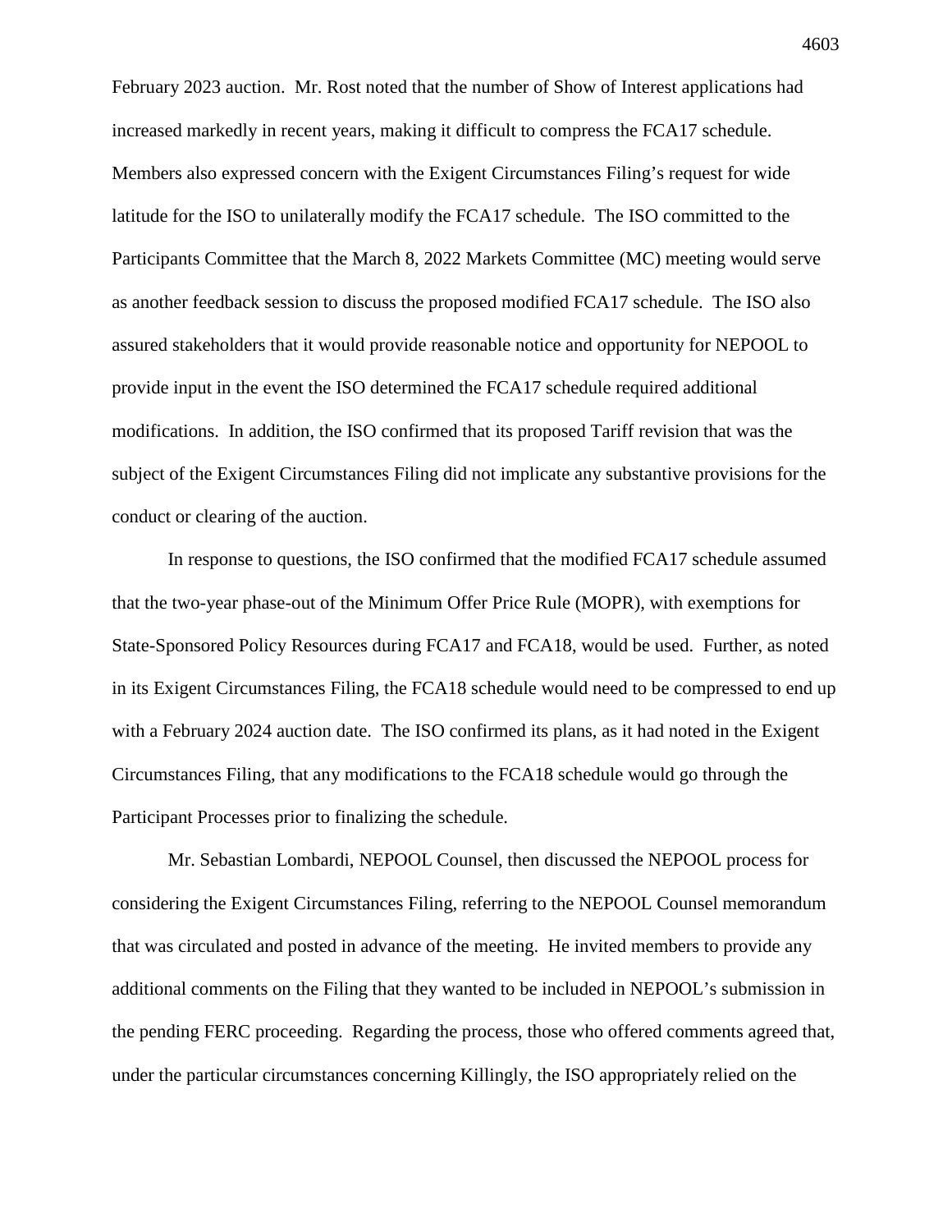February 2023 auction. Mr. Rost noted that the number of Show of Interest applications had increased markedly in recent years, making it difficult to compress the FCA17 schedule. Members also expressed concern with the Exigent Circumstances Filing's request for wide latitude for the ISO to unilaterally modify the FCA17 schedule. The ISO committed to the Participants Committee that the March 8, 2022 Markets Committee (MC) meeting would serve as another feedback session to discuss the proposed modified FCA17 schedule. The ISO also assured stakeholders that it would provide reasonable notice and opportunity for NEPOOL to provide input in the event the ISO determined the FCA17 schedule required additional modifications. In addition, the ISO confirmed that its proposed Tariff revision that was the subject of the Exigent Circumstances Filing did not implicate any substantive provisions for the conduct or clearing of the auction.

In response to questions, the ISO confirmed that the modified FCA17 schedule assumed that the two-year phase-out of the Minimum Offer Price Rule (MOPR), with exemptions for State-Sponsored Policy Resources during FCA17 and FCA18, would be used. Further, as noted in its Exigent Circumstances Filing, the FCA18 schedule would need to be compressed to end up with a February 2024 auction date. The ISO confirmed its plans, as it had noted in the Exigent Circumstances Filing, that any modifications to the FCA18 schedule would go through the Participant Processes prior to finalizing the schedule.

Mr. Sebastian Lombardi, NEPOOL Counsel, then discussed the NEPOOL process for considering the Exigent Circumstances Filing, referring to the NEPOOL Counsel memorandum that was circulated and posted in advance of the meeting. He invited members to provide any additional comments on the Filing that they wanted to be included in NEPOOL's submission in the pending FERC proceeding. Regarding the process, those who offered comments agreed that, under the particular circumstances concerning Killingly, the ISO appropriately relied on the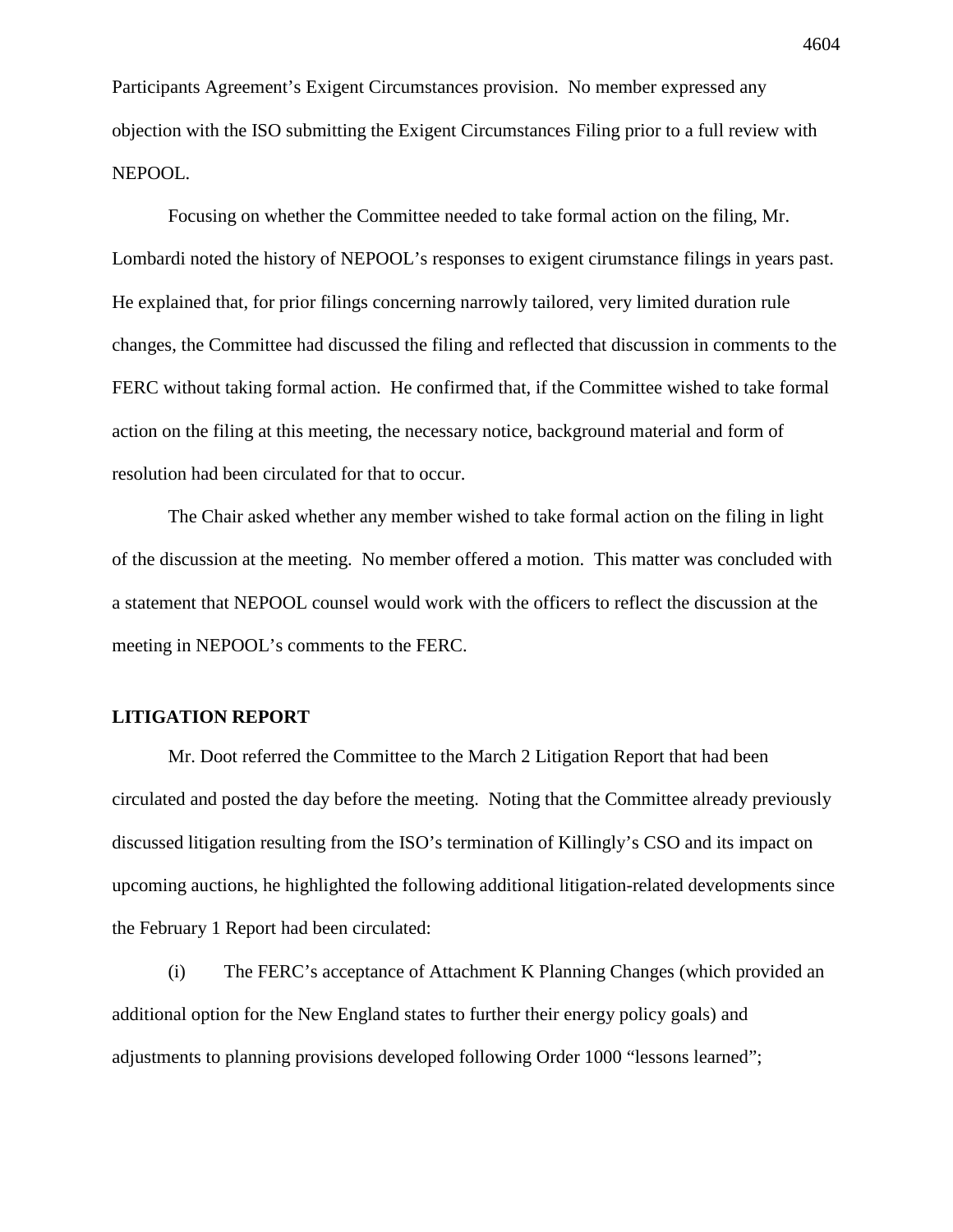Participants Agreement's Exigent Circumstances provision. No member expressed any objection with the ISO submitting the Exigent Circumstances Filing prior to a full review with NEPOOL.

Focusing on whether the Committee needed to take formal action on the filing, Mr. Lombardi noted the history of NEPOOL's responses to exigent cirumstance filings in years past. He explained that, for prior filings concerning narrowly tailored, very limited duration rule changes, the Committee had discussed the filing and reflected that discussion in comments to the FERC without taking formal action. He confirmed that, if the Committee wished to take formal action on the filing at this meeting, the necessary notice, background material and form of resolution had been circulated for that to occur.

The Chair asked whether any member wished to take formal action on the filing in light of the discussion at the meeting. No member offered a motion. This matter was concluded with a statement that NEPOOL counsel would work with the officers to reflect the discussion at the meeting in NEPOOL's comments to the FERC.

**LITIGATION REPORT**

Mr. Doot referred the Committee to the March 2 Litigation Report that had been circulated and posted the day before the meeting. Noting that the Committee already previously discussed litigation resulting from the ISO's termination of Killingly's CSO and its impact on upcoming auctions, he highlighted the following additional litigation-related developments since the February 1 Report had been circulated:

(i) The FERC's acceptance of Attachment K Planning Changes (which provided an additional option for the New England states to further their energy policy goals) and adjustments to planning provisions developed following Order 1000 "lessons learned";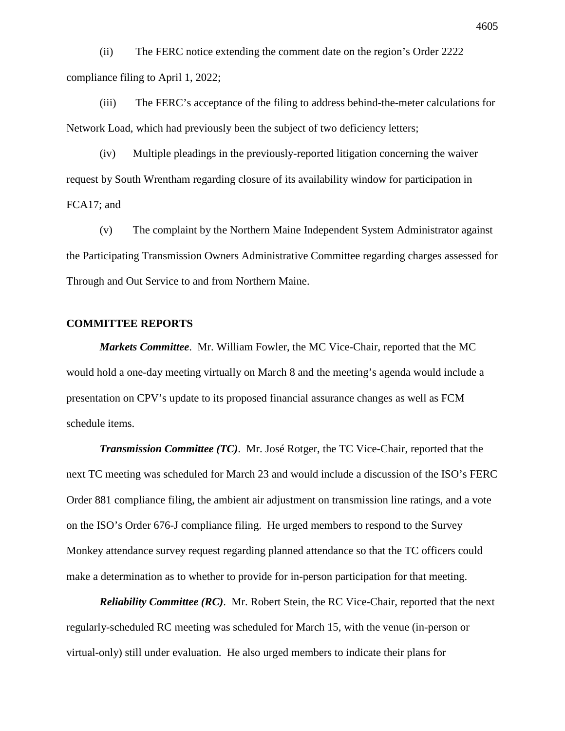(ii) The FERC notice extending the comment date on the region's Order 2222 compliance filing to April 1, 2022;

(iii) The FERC's acceptance of the filing to address behind-the-meter calculations for Network Load, which had previously been the subject of two deficiency letters;

(iv) Multiple pleadings in the previously-reported litigation concerning the waiver request by South Wrentham regarding closure of its availability window for participation in FCA17; and

(v) The complaint by the Northern Maine Independent System Administrator against the Participating Transmission Owners Administrative Committee regarding charges assessed for Through and Out Service to and from Northern Maine.

## COMMITTEE REPORTS

***Markets Committee***. Mr. William Fowler, the MC Vice-Chair, reported that the MC would hold a one-day meeting virtually on March 8 and the meeting's agenda would include a presentation on CPV's update to its proposed financial assurance changes as well as FCM schedule items.

***Transmission Committee (TC)***. Mr. José Rotger, the TC Vice-Chair, reported that the next TC meeting was scheduled for March 23 and would include a discussion of the ISO's FERC Order 881 compliance filing, the ambient air adjustment on transmission line ratings, and a vote on the ISO's Order 676-J compliance filing. He urged members to respond to the Survey Monkey attendance survey request regarding planned attendance so that the TC officers could make a determination as to whether to provide for in-person participation for that meeting.

***Reliability Committee (RC)***. Mr. Robert Stein, the RC Vice-Chair, reported that the next regularly-scheduled RC meeting was scheduled for March 15, with the venue (in-person or virtual-only) still under evaluation. He also urged members to indicate their plans for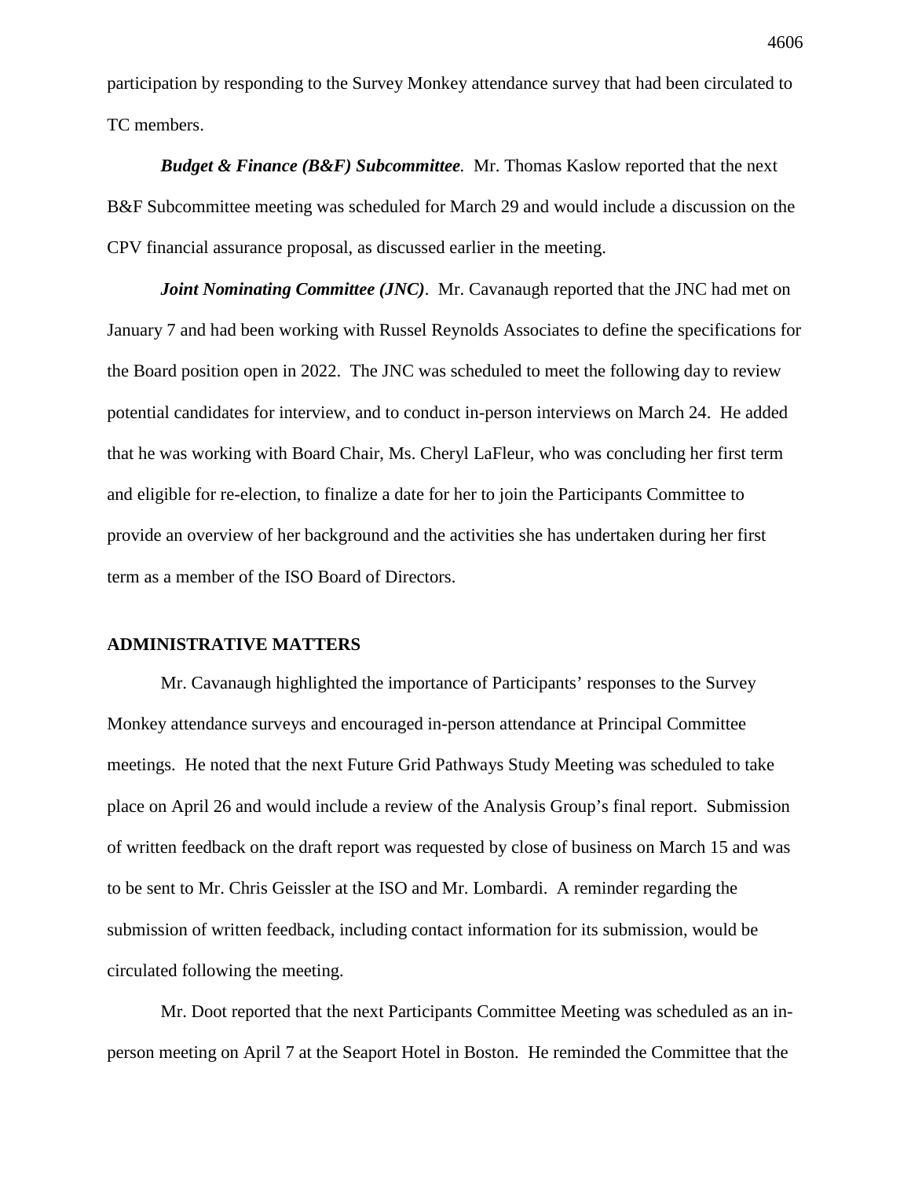participation by responding to the Survey Monkey attendance survey that had been circulated to TC members.

***Budget & Finance (B&F) Subcommittee**.* Mr. Thomas Kaslow reported that the next B&F Subcommittee meeting was scheduled for March 29 and would include a discussion on the CPV financial assurance proposal, as discussed earlier in the meeting.

***Joint Nominating Committee (JNC)***. Mr. Cavanaugh reported that the JNC had met on January 7 and had been working with Russel Reynolds Associates to define the specifications for the Board position open in 2022. The JNC was scheduled to meet the following day to review potential candidates for interview, and to conduct in-person interviews on March 24. He added that he was working with Board Chair, Ms. Cheryl LaFleur, who was concluding her first term and eligible for re-election, to finalize a date for her to join the Participants Committee to provide an overview of her background and the activities she has undertaken during her first term as a member of the ISO Board of Directors.

## ADMINISTRATIVE MATTERS

Mr. Cavanaugh highlighted the importance of Participants' responses to the Survey Monkey attendance surveys and encouraged in-person attendance at Principal Committee meetings. He noted that the next Future Grid Pathways Study Meeting was scheduled to take place on April 26 and would include a review of the Analysis Group's final report. Submission of written feedback on the draft report was requested by close of business on March 15 and was to be sent to Mr. Chris Geissler at the ISO and Mr. Lombardi. A reminder regarding the submission of written feedback, including contact information for its submission, would be circulated following the meeting.

Mr. Doot reported that the next Participants Committee Meeting was scheduled as an in-person meeting on April 7 at the Seaport Hotel in Boston. He reminded the Committee that the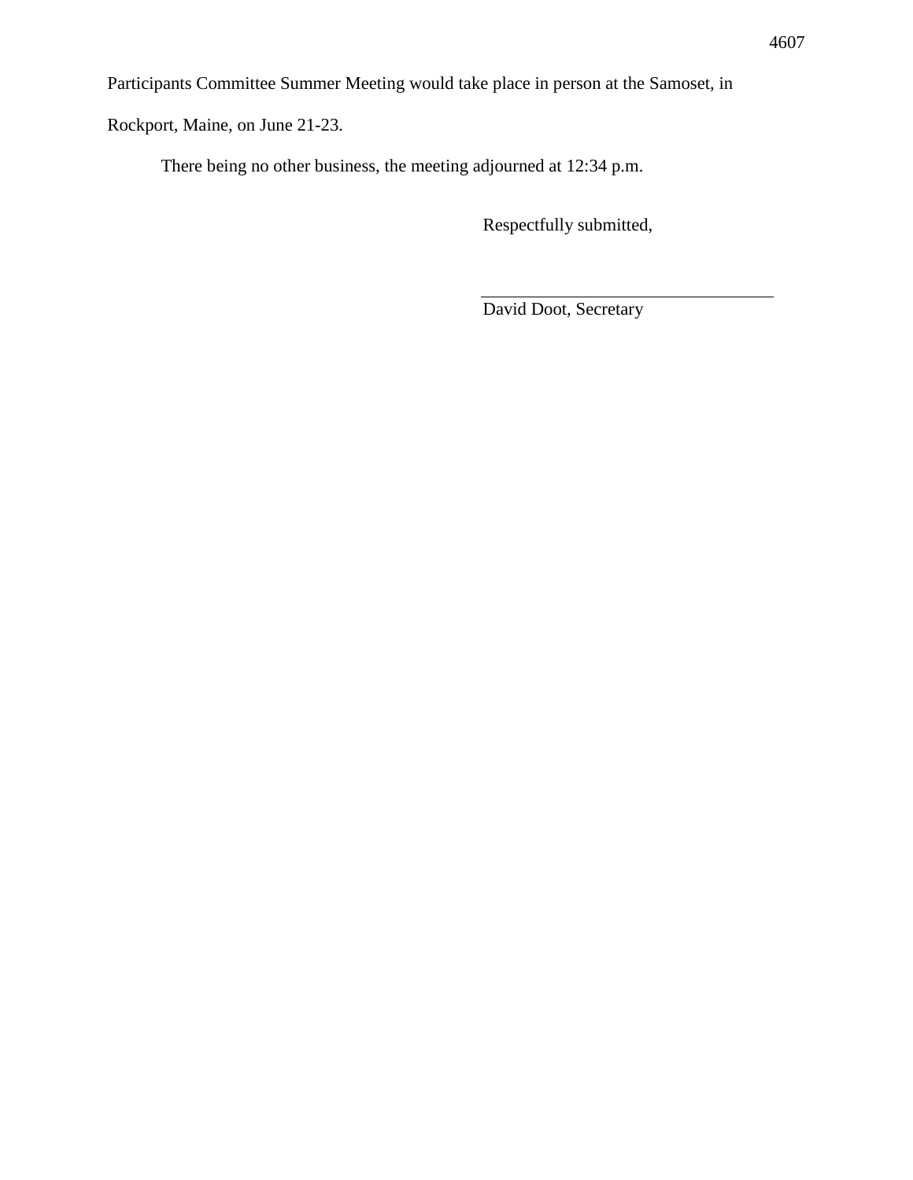Participants Committee Summer Meeting would take place in person at the Samoset, in Rockport, Maine, on June 21-23.

There being no other business, the meeting adjourned at 12:34 p.m.

Respectfully submitted,

\_\_\_\_\_\_\_\_\_\_\_\_\_\_\_\_\_\_\_\_\_\_\_\_\_\_\_\_\_\_\_\_

David Doot, Secretary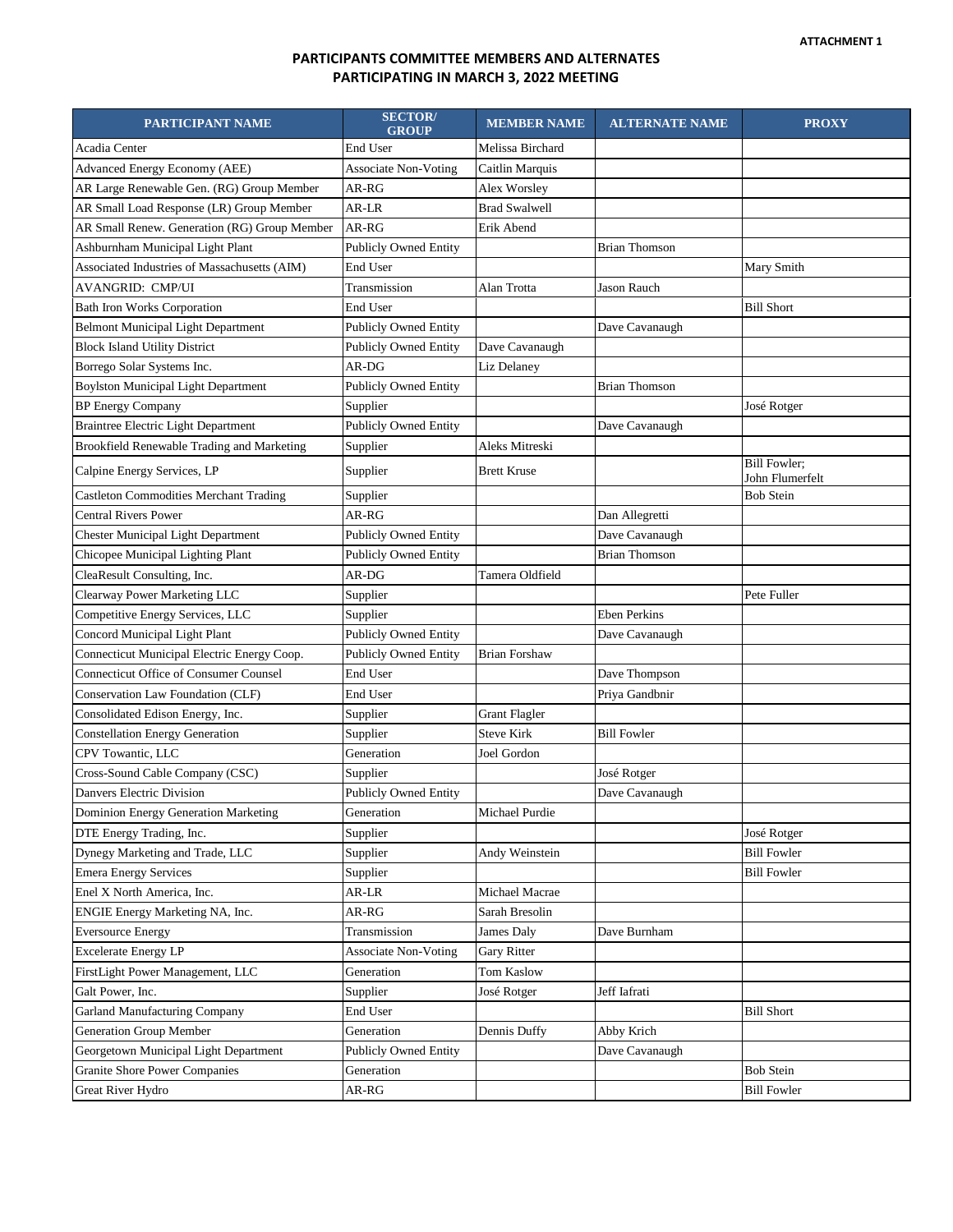ATTACHMENT 1

## PARTICIPANTS COMMITTEE MEMBERS AND ALTERNATES PARTICIPATING IN MARCH 3, 2022 MEETING

| PARTICIPANT NAME | SECTOR/ GROUP | MEMBER NAME | ALTERNATE NAME | PROXY |
|---|---|---|---|---|
| Acadia Center | End User | Melissa Birchard | | |
| Advanced Energy Economy (AEE) | Associate Non-Voting | Caitlin Marquis | | |
| AR Large Renewable Gen. (RG) Group Member | AR-RG | Alex Worsley | | |
| AR Small Load Response (LR) Group Member | AR-LR | Brad Swalwell | | |
| AR Small Renew. Generation (RG) Group Member | AR-RG | Erik Abend | | |
| Ashburnham Municipal Light Plant | Publicly Owned Entity | | Brian Thomson | |
| Associated Industries of Massachusetts (AIM) | End User | | | Mary Smith |
| AVANGRID: CMP/UI | Transmission | Alan Trotta | Jason Rauch | |
| Bath Iron Works Corporation | End User | | | Bill Short |
| Belmont Municipal Light Department | Publicly Owned Entity | | Dave Cavanaugh | |
| Block Island Utility District | Publicly Owned Entity | Dave Cavanaugh | | |
| Borrego Solar Systems Inc. | AR-DG | Liz Delaney | | |
| Boylston Municipal Light Department | Publicly Owned Entity | | Brian Thomson | |
| BP Energy Company | Supplier | | | José Rotger |
| Braintree Electric Light Department | Publicly Owned Entity | | Dave Cavanaugh | |
| Brookfield Renewable Trading and Marketing | Supplier | Aleks Mitreski | | |
| Calpine Energy Services, LP | Supplier | Brett Kruse | | Bill Fowler; John Flumerfelt |
| Castleton Commodities Merchant Trading | Supplier | | | Bob Stein |
| Central Rivers Power | AR-RG | | Dan Allegretti | |
| Chester Municipal Light Department | Publicly Owned Entity | | Dave Cavanaugh | |
| Chicopee Municipal Lighting Plant | Publicly Owned Entity | | Brian Thomson | |
| CleaResult Consulting, Inc. | AR-DG | Tamera Oldfield | | |
| Clearway Power Marketing LLC | Supplier | | | Pete Fuller |
| Competitive Energy Services, LLC | Supplier | | Eben Perkins | |
| Concord Municipal Light Plant | Publicly Owned Entity | | Dave Cavanaugh | |
| Connecticut Municipal Electric Energy Coop. | Publicly Owned Entity | Brian Forshaw | | |
| Connecticut Office of Consumer Counsel | End User | | Dave Thompson | |
| Conservation Law Foundation (CLF) | End User | | Priya Gandbnir | |
| Consolidated Edison Energy, Inc. | Supplier | Grant Flagler | | |
| Constellation Energy Generation | Supplier | Steve Kirk | Bill Fowler | |
| CPV Towantic, LLC | Generation | Joel Gordon | | |
| Cross-Sound Cable Company (CSC) | Supplier | | José Rotger | |
| Danvers Electric Division | Publicly Owned Entity | | Dave Cavanaugh | |
| Dominion Energy Generation Marketing | Generation | Michael Purdie | | |
| DTE Energy Trading, Inc. | Supplier | | | José Rotger |
| Dynegy Marketing and Trade, LLC | Supplier | Andy Weinstein | | Bill Fowler |
| Emera Energy Services | Supplier | | | Bill Fowler |
| Enel X North America, Inc. | AR-LR | Michael Macrae | | |
| ENGIE Energy Marketing NA, Inc. | AR-RG | Sarah Bresolin | | |
| Eversource Energy | Transmission | James Daly | Dave Burnham | |
| Excelerate Energy LP | Associate Non-Voting | Gary Ritter | | |
| FirstLight Power Management, LLC | Generation | Tom Kaslow | | |
| Galt Power, Inc. | Supplier | José Rotger | Jeff Iafrati | |
| Garland Manufacturing Company | End User | | | Bill Short |
| Generation Group Member | Generation | Dennis Duffy | Abby Krich | |
| Georgetown Municipal Light Department | Publicly Owned Entity | | Dave Cavanaugh | |
| Granite Shore Power Companies | Generation | | | Bob Stein |
| Great River Hydro | AR-RG | | | Bill Fowler |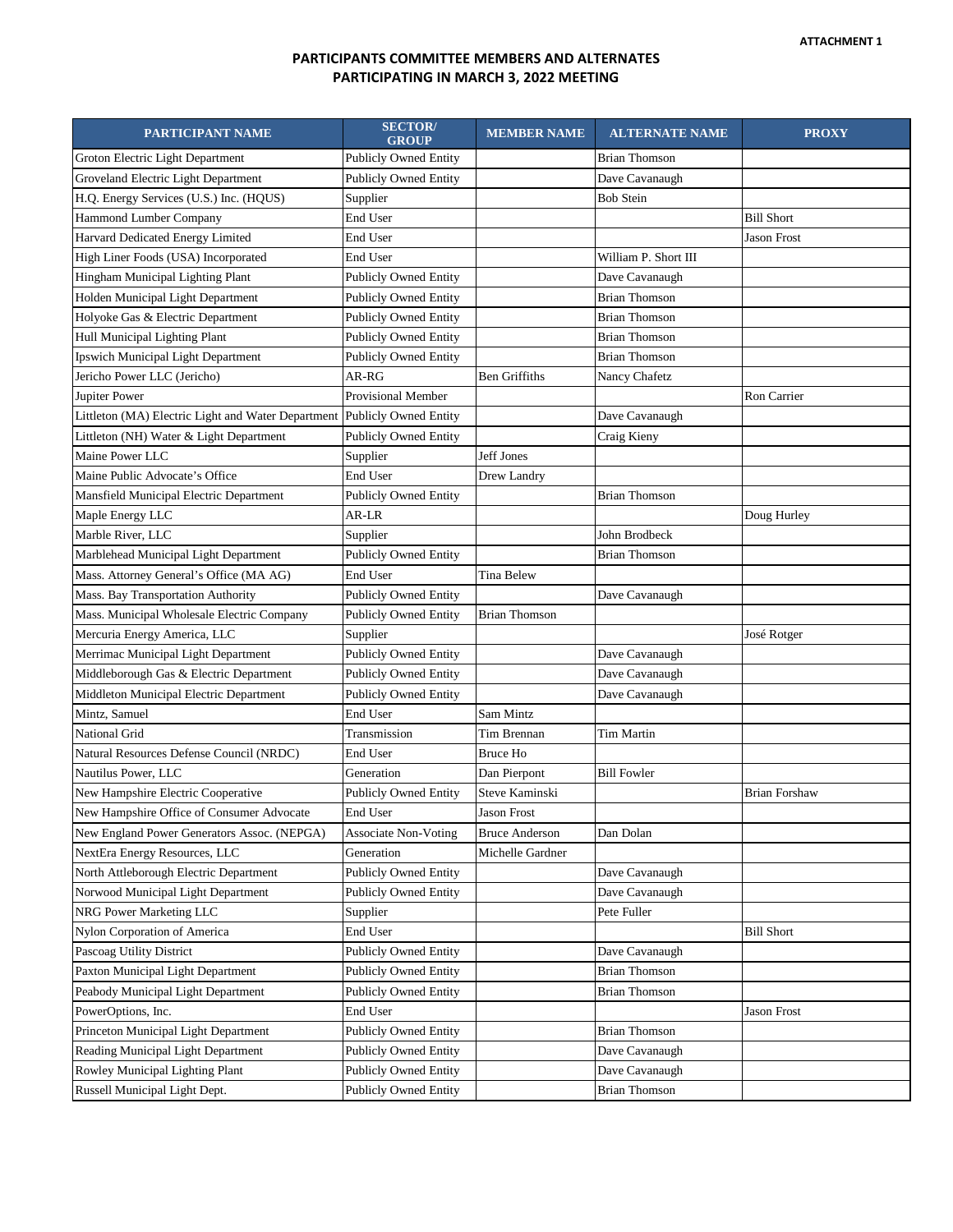**ATTACHMENT 1**

## PARTICIPANTS COMMITTEE MEMBERS AND ALTERNATES PARTICIPATING IN MARCH 3, 2022 MEETING

| PARTICIPANT NAME | SECTOR/ GROUP | MEMBER NAME | ALTERNATE NAME | PROXY |
|---|---|---|---|---|
| Groton Electric Light Department | Publicly Owned Entity | | Brian Thomson | |
| Groveland Electric Light Department | Publicly Owned Entity | | Dave Cavanaugh | |
| H.Q. Energy Services (U.S.) Inc. (HQUS) | Supplier | | Bob Stein | |
| Hammond Lumber Company | End User | | | Bill Short |
| Harvard Dedicated Energy Limited | End User | | | Jason Frost |
| High Liner Foods (USA) Incorporated | End User | | William P. Short III | |
| Hingham Municipal Lighting Plant | Publicly Owned Entity | | Dave Cavanaugh | |
| Holden Municipal Light Department | Publicly Owned Entity | | Brian Thomson | |
| Holyoke Gas & Electric Department | Publicly Owned Entity | | Brian Thomson | |
| Hull Municipal Lighting Plant | Publicly Owned Entity | | Brian Thomson | |
| Ipswich Municipal Light Department | Publicly Owned Entity | | Brian Thomson | |
| Jericho Power LLC (Jericho) | AR-RG | Ben Griffiths | Nancy Chafetz | |
| Jupiter Power | Provisional Member | | | Ron Carrier |
| Littleton (MA) Electric Light and Water Department | Publicly Owned Entity | | Dave Cavanaugh | |
| Littleton (NH) Water & Light Department | Publicly Owned Entity | | Craig Kieny | |
| Maine Power LLC | Supplier | Jeff Jones | | |
| Maine Public Advocate's Office | End User | Drew Landry | | |
| Mansfield Municipal Electric Department | Publicly Owned Entity | | Brian Thomson | |
| Maple Energy LLC | AR-LR | | | Doug Hurley |
| Marble River, LLC | Supplier | | John Brodbeck | |
| Marblehead Municipal Light Department | Publicly Owned Entity | | Brian Thomson | |
| Mass. Attorney General's Office (MA AG) | End User | Tina Belew | | |
| Mass. Bay Transportation Authority | Publicly Owned Entity | | Dave Cavanaugh | |
| Mass. Municipal Wholesale Electric Company | Publicly Owned Entity | Brian Thomson | | |
| Mercuria Energy America, LLC | Supplier | | | José Rotger |
| Merrimac Municipal Light Department | Publicly Owned Entity | | Dave Cavanaugh | |
| Middleborough Gas & Electric Department | Publicly Owned Entity | | Dave Cavanaugh | |
| Middleton Municipal Electric Department | Publicly Owned Entity | | Dave Cavanaugh | |
| Mintz, Samuel | End User | Sam Mintz | | |
| National Grid | Transmission | Tim Brennan | Tim Martin | |
| Natural Resources Defense Council (NRDC) | End User | Bruce Ho | | |
| Nautilus Power, LLC | Generation | Dan Pierpont | Bill Fowler | |
| New Hampshire Electric Cooperative | Publicly Owned Entity | Steve Kaminski | | Brian Forshaw |
| New Hampshire Office of Consumer Advocate | End User | Jason Frost | | |
| New England Power Generators Assoc. (NEPGA) | Associate Non-Voting | Bruce Anderson | Dan Dolan | |
| NextEra Energy Resources, LLC | Generation | Michelle Gardner | | |
| North Attleborough Electric Department | Publicly Owned Entity | | Dave Cavanaugh | |
| Norwood Municipal Light Department | Publicly Owned Entity | | Dave Cavanaugh | |
| NRG Power Marketing LLC | Supplier | | Pete Fuller | |
| Nylon Corporation of America | End User | | | Bill Short |
| Pascoag Utility District | Publicly Owned Entity | | Dave Cavanaugh | |
| Paxton Municipal Light Department | Publicly Owned Entity | | Brian Thomson | |
| Peabody Municipal Light Department | Publicly Owned Entity | | Brian Thomson | |
| PowerOptions, Inc. | End User | | | Jason Frost |
| Princeton Municipal Light Department | Publicly Owned Entity | | Brian Thomson | |
| Reading Municipal Light Department | Publicly Owned Entity | | Dave Cavanaugh | |
| Rowley Municipal Lighting Plant | Publicly Owned Entity | | Dave Cavanaugh | |
| Russell Municipal Light Dept. | Publicly Owned Entity | | Brian Thomson | |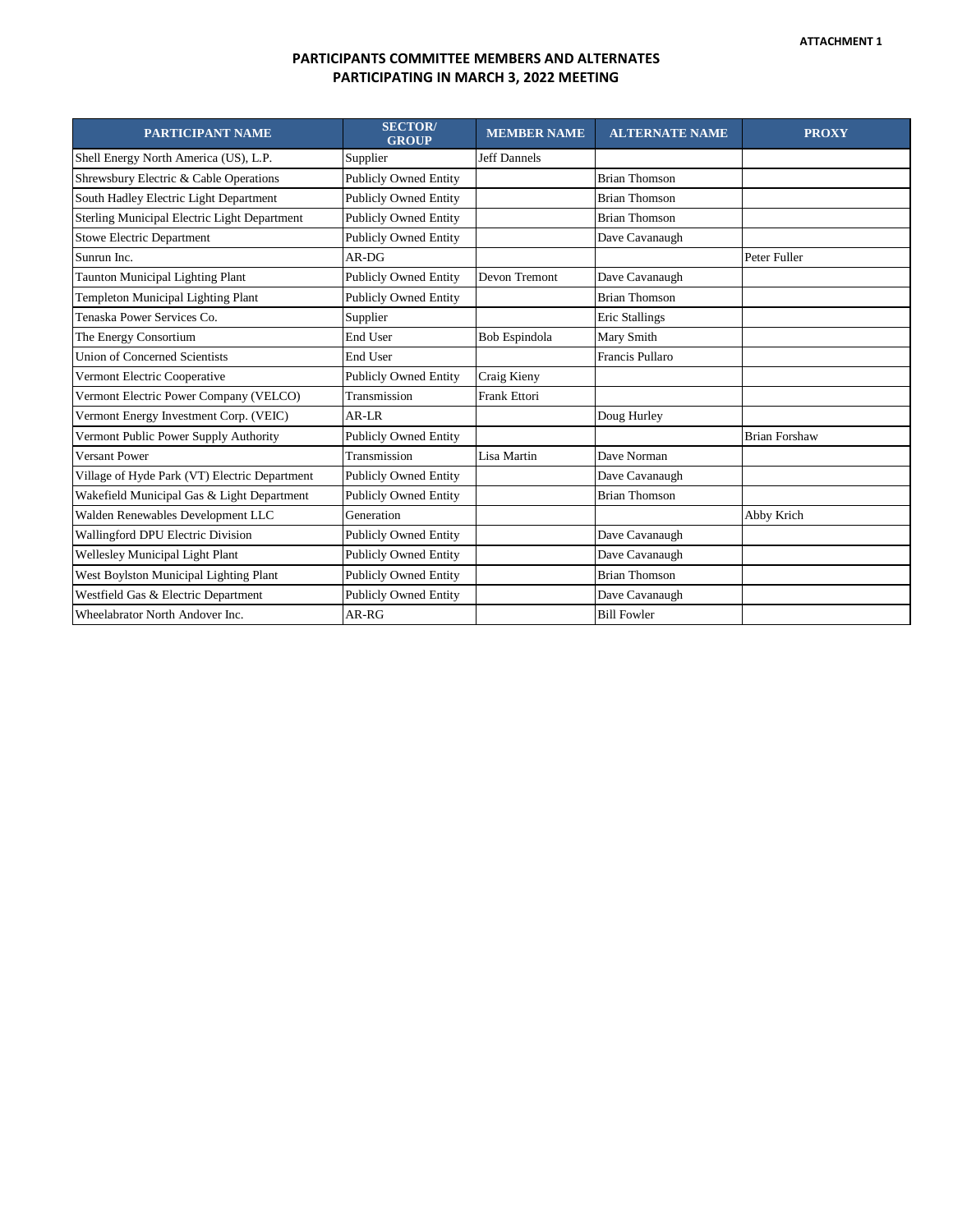ATTACHMENT 1

## PARTICIPANTS COMMITTEE MEMBERS AND ALTERNATES PARTICIPATING IN MARCH 3, 2022 MEETING

| PARTICIPANT NAME | SECTOR/ GROUP | MEMBER NAME | ALTERNATE NAME | PROXY |
|---|---|---|---|---|
| Shell Energy North America (US), L.P. | Supplier | Jeff Dannels | | |
| Shrewsbury Electric & Cable Operations | Publicly Owned Entity | | Brian Thomson | |
| South Hadley Electric Light Department | Publicly Owned Entity | | Brian Thomson | |
| Sterling Municipal Electric Light Department | Publicly Owned Entity | | Brian Thomson | |
| Stowe Electric Department | Publicly Owned Entity | | Dave Cavanaugh | |
| Sunrun Inc. | AR-DG | | | Peter Fuller |
| Taunton Municipal Lighting Plant | Publicly Owned Entity | Devon Tremont | Dave Cavanaugh | |
| Templeton Municipal Lighting Plant | Publicly Owned Entity | | Brian Thomson | |
| Tenaska Power Services Co. | Supplier | | Eric Stallings | |
| The Energy Consortium | End User | Bob Espindola | Mary Smith | |
| Union of Concerned Scientists | End User | | Francis Pullaro | |
| Vermont Electric Cooperative | Publicly Owned Entity | Craig Kieny | | |
| Vermont Electric Power Company (VELCO) | Transmission | Frank Ettori | | |
| Vermont Energy Investment Corp. (VEIC) | AR-LR | | Doug Hurley | |
| Vermont Public Power Supply Authority | Publicly Owned Entity | | | Brian Forshaw |
| Versant Power | Transmission | Lisa Martin | Dave Norman | |
| Village of Hyde Park (VT) Electric Department | Publicly Owned Entity | | Dave Cavanaugh | |
| Wakefield Municipal Gas & Light Department | Publicly Owned Entity | | Brian Thomson | |
| Walden Renewables Development LLC | Generation | | | Abby Krich |
| Wallingford DPU Electric Division | Publicly Owned Entity | | Dave Cavanaugh | |
| Wellesley Municipal Light Plant | Publicly Owned Entity | | Dave Cavanaugh | |
| West Boylston Municipal Lighting Plant | Publicly Owned Entity | | Brian Thomson | |
| Westfield Gas & Electric Department | Publicly Owned Entity | | Dave Cavanaugh | |
| Wheelabrator North Andover Inc. | AR-RG | | Bill Fowler | |